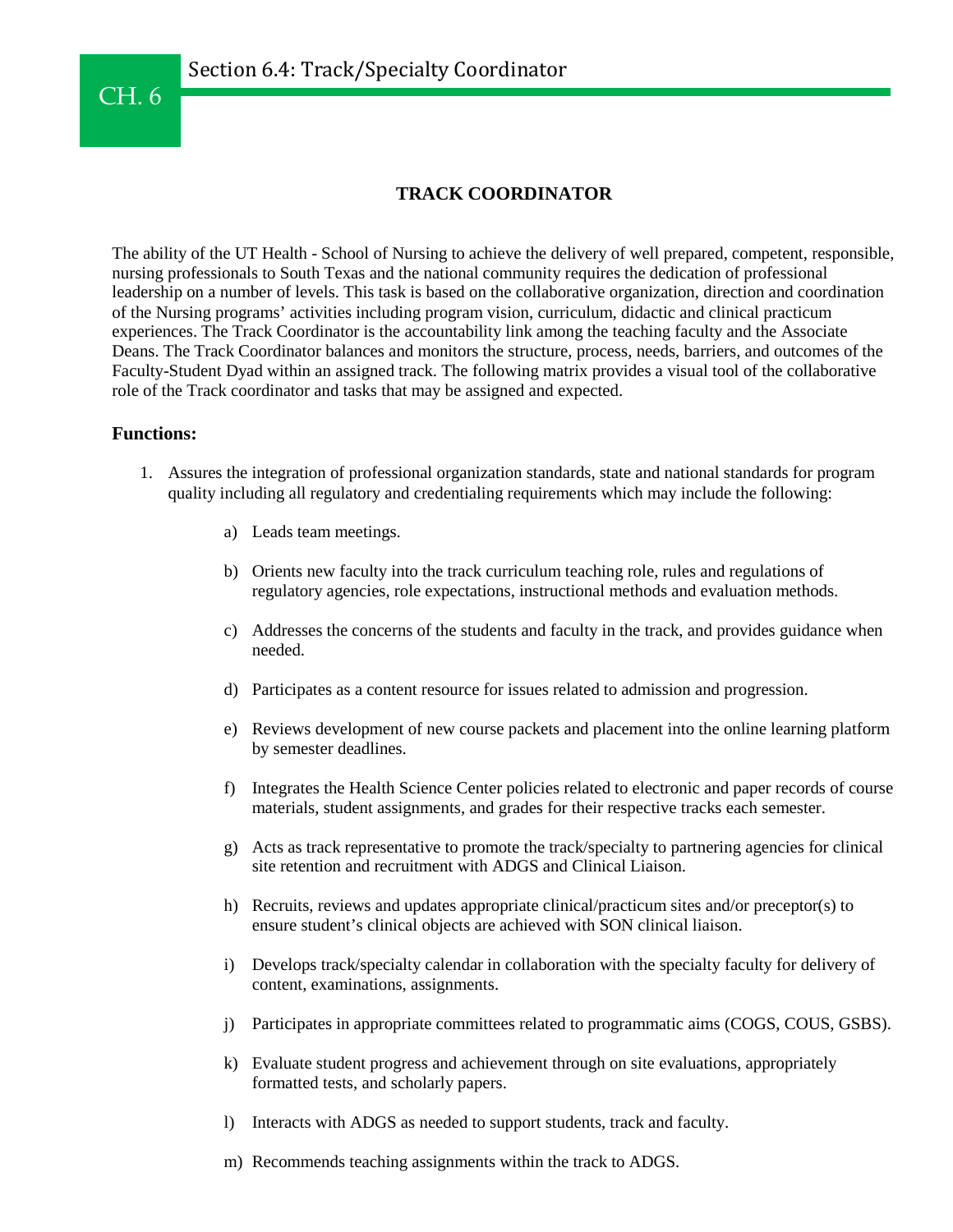# Section 6.4: Track/Specialty Coordinator

## TRACK COORDINATOR

The ability of the UT Health - School of Nursing to achieve the delivery of well prepared, competent, responsible, nursing professionals to South Texas and the national community requires the dedication of professional leadership on a number of levels. This task is based on the collaborative organization, direction and coordination of the Nursing programs' activities including program vision, curriculum, didactic and clinical practicum experiences. The Track Coordinator is the accountability link among the teaching faculty and the Associate Deans. The Track Coordinator balances and monitors the structure, process, needs, barriers, and outcomes of the Faculty-Student Dyad within an assigned track. The following matrix provides a visual tool of the collaborative role of the Track coordinator and tasks that may be assigned and expected.

**Functions:**

1. Assures the integration of professional organization standards, state and national standards for program quality including all regulatory and credentialing requirements which may include the following:

   a) Leads team meetings.

   b) Orients new faculty into the track curriculum teaching role, rules and regulations of regulatory agencies, role expectations, instructional methods and evaluation methods.

   c) Addresses the concerns of the students and faculty in the track, and provides guidance when needed.

   d) Participates as a content resource for issues related to admission and progression.

   e) Reviews development of new course packets and placement into the online learning platform by semester deadlines.

   f) Integrates the Health Science Center policies related to electronic and paper records of course materials, student assignments, and grades for their respective tracks each semester.

   g) Acts as track representative to promote the track/specialty to partnering agencies for clinical site retention and recruitment with ADGS and Clinical Liaison.

   h) Recruits, reviews and updates appropriate clinical/practicum sites and/or preceptor(s) to ensure student's clinical objects are achieved with SON clinical liaison.

   i) Develops track/specialty calendar in collaboration with the specialty faculty for delivery of content, examinations, assignments.

   j) Participates in appropriate committees related to programmatic aims (COGS, COUS, GSBS).

   k) Evaluate student progress and achievement through on site evaluations, appropriately formatted tests, and scholarly papers.

   l) Interacts with ADGS as needed to support students, track and faculty.

   m) Recommends teaching assignments within the track to ADGS.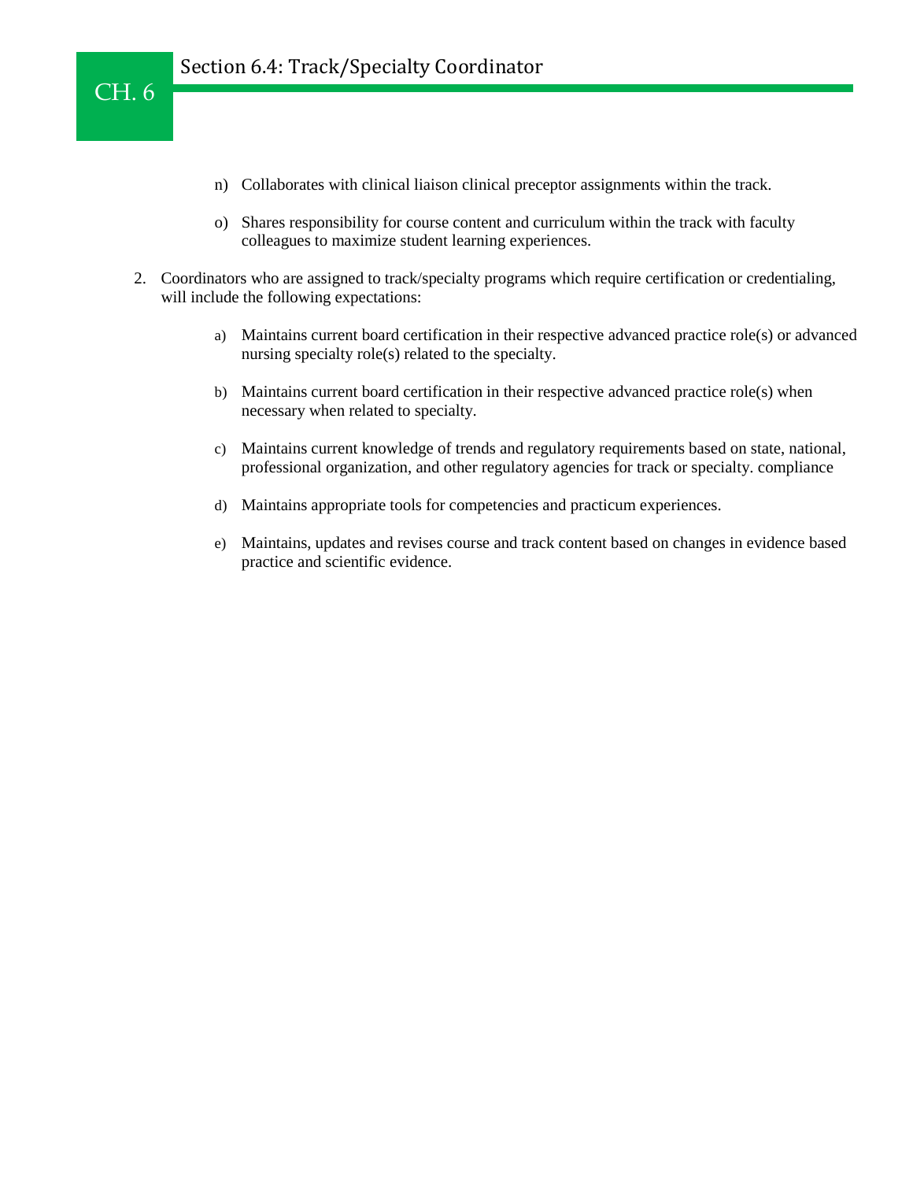n) Collaborates with clinical liaison clinical preceptor assignments within the track.

o) Shares responsibility for course content and curriculum within the track with faculty colleagues to maximize student learning experiences.

2. Coordinators who are assigned to track/specialty programs which require certification or credentialing, will include the following expectations:

    a) Maintains current board certification in their respective advanced practice role(s) or advanced nursing specialty role(s) related to the specialty.

    b) Maintains current board certification in their respective advanced practice role(s) when necessary when related to specialty.

    c) Maintains current knowledge of trends and regulatory requirements based on state, national, professional organization, and other regulatory agencies for track or specialty. compliance

    d) Maintains appropriate tools for competencies and practicum experiences.

    e) Maintains, updates and revises course and track content based on changes in evidence based practice and scientific evidence.